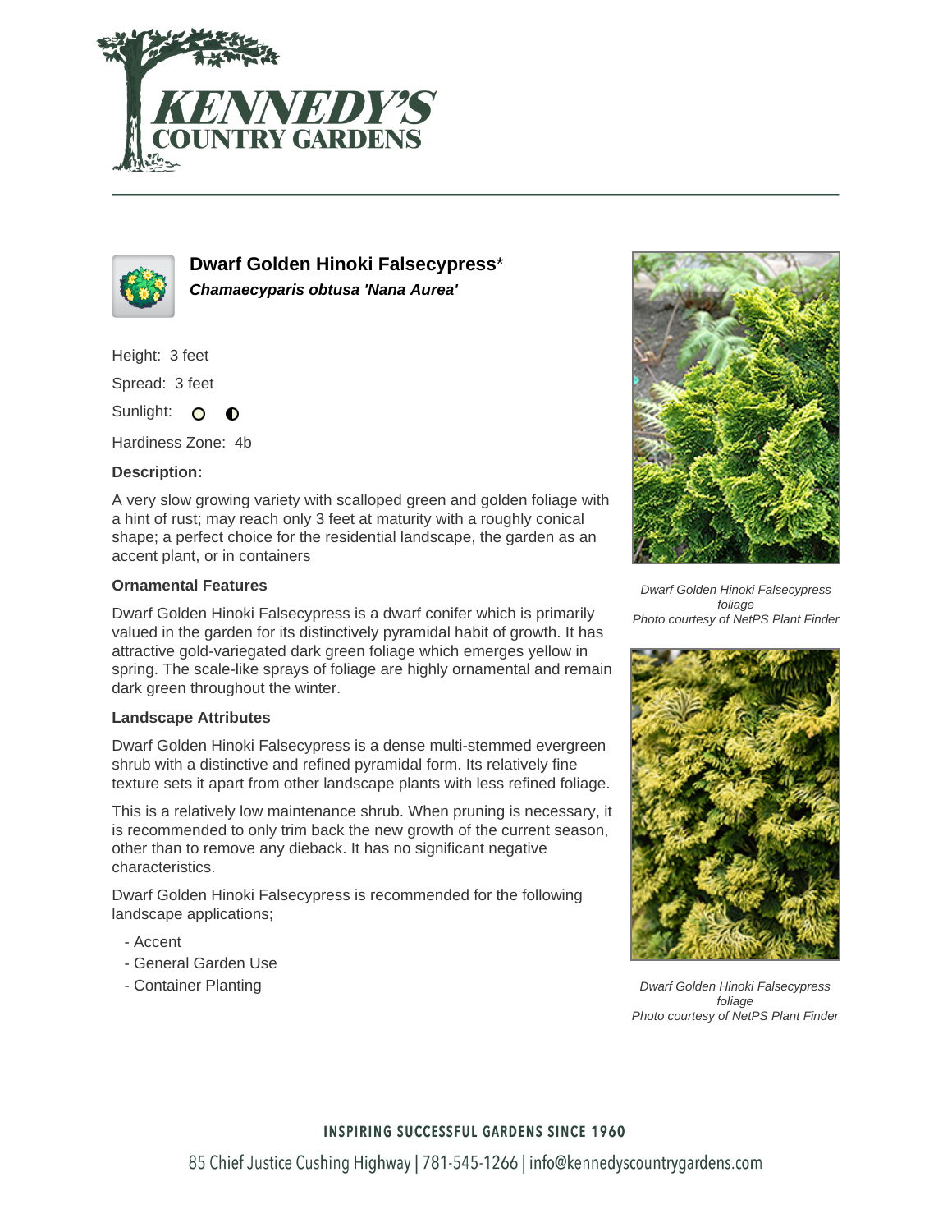# Dwarf Golden Hinoki Falsecypress*

***Chamaecyparis obtusa 'Nana Aurea'***

Height: 3 feet

Spread: 3 feet

Sunlight:

Hardiness Zone: 4b

**Description:**

A very slow growing variety with scalloped green and golden foliage with a hint of rust; may reach only 3 feet at maturity with a roughly conical shape; a perfect choice for the residential landscape, the garden as an accent plant, or in containers

### Ornamental Features

Dwarf Golden Hinoki Falsecypress is a dwarf conifer which is primarily valued in the garden for its distinctively pyramidal habit of growth. It has attractive gold-variegated dark green foliage which emerges yellow in spring. The scale-like sprays of foliage are highly ornamental and remain dark green throughout the winter.

### Landscape Attributes

Dwarf Golden Hinoki Falsecypress is a dense multi-stemmed evergreen shrub with a distinctive and refined pyramidal form. Its relatively fine texture sets it apart from other landscape plants with less refined foliage.

This is a relatively low maintenance shrub. When pruning is necessary, it is recommended to only trim back the new growth of the current season, other than to remove any dieback. It has no significant negative characteristics.

Dwarf Golden Hinoki Falsecypress is recommended for the following landscape applications;

- Accent
- General Garden Use
- Container Planting

*Dwarf Golden Hinoki Falsecypress foliage*
*Photo courtesy of NetPS Plant Finder*

*Dwarf Golden Hinoki Falsecypress foliage*
*Photo courtesy of NetPS Plant Finder*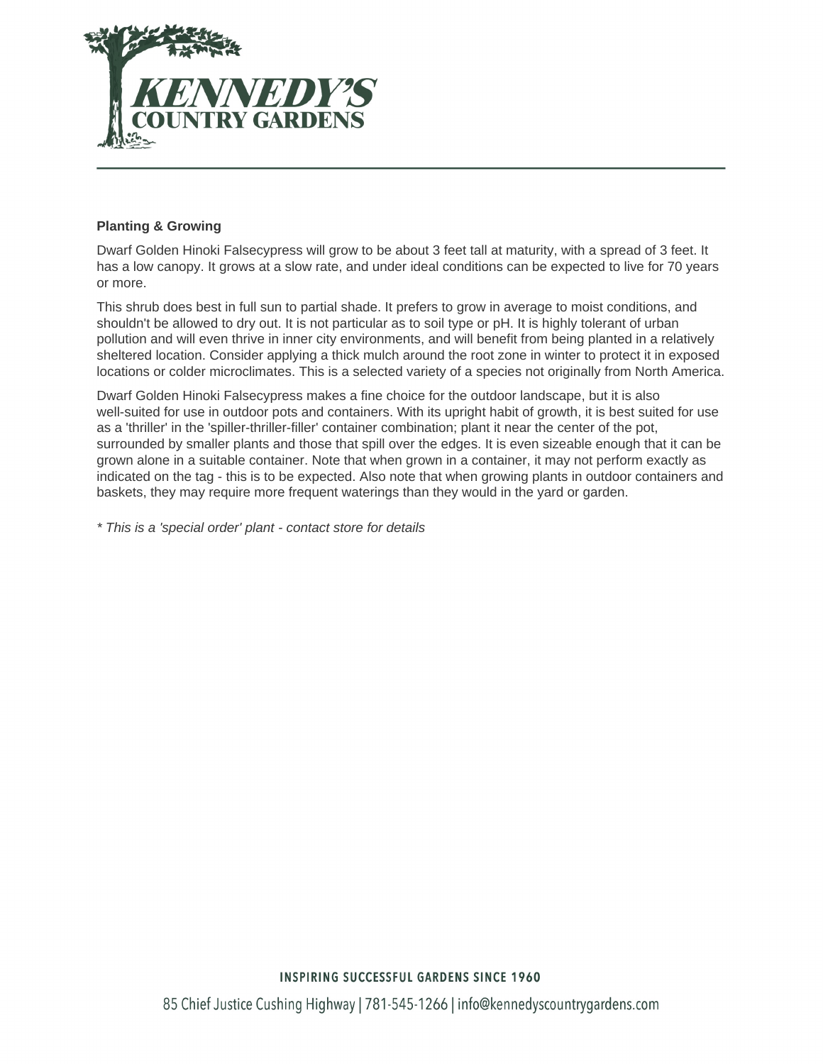**Planting & Growing**

Dwarf Golden Hinoki Falsecypress will grow to be about 3 feet tall at maturity, with a spread of 3 feet. It has a low canopy. It grows at a slow rate, and under ideal conditions can be expected to live for 70 years or more.

This shrub does best in full sun to partial shade. It prefers to grow in average to moist conditions, and shouldn't be allowed to dry out. It is not particular as to soil type or pH. It is highly tolerant of urban pollution and will even thrive in inner city environments, and will benefit from being planted in a relatively sheltered location. Consider applying a thick mulch around the root zone in winter to protect it in exposed locations or colder microclimates. This is a selected variety of a species not originally from North America.

Dwarf Golden Hinoki Falsecypress makes a fine choice for the outdoor landscape, but it is also well-suited for use in outdoor pots and containers. With its upright habit of growth, it is best suited for use as a 'thriller' in the 'spiller-thriller-filler' container combination; plant it near the center of the pot, surrounded by smaller plants and those that spill over the edges. It is even sizeable enough that it can be grown alone in a suitable container. Note that when grown in a container, it may not perform exactly as indicated on the tag - this is to be expected. Also note that when growing plants in outdoor containers and baskets, they may require more frequent waterings than they would in the yard or garden.

*\* This is a 'special order' plant - contact store for details*